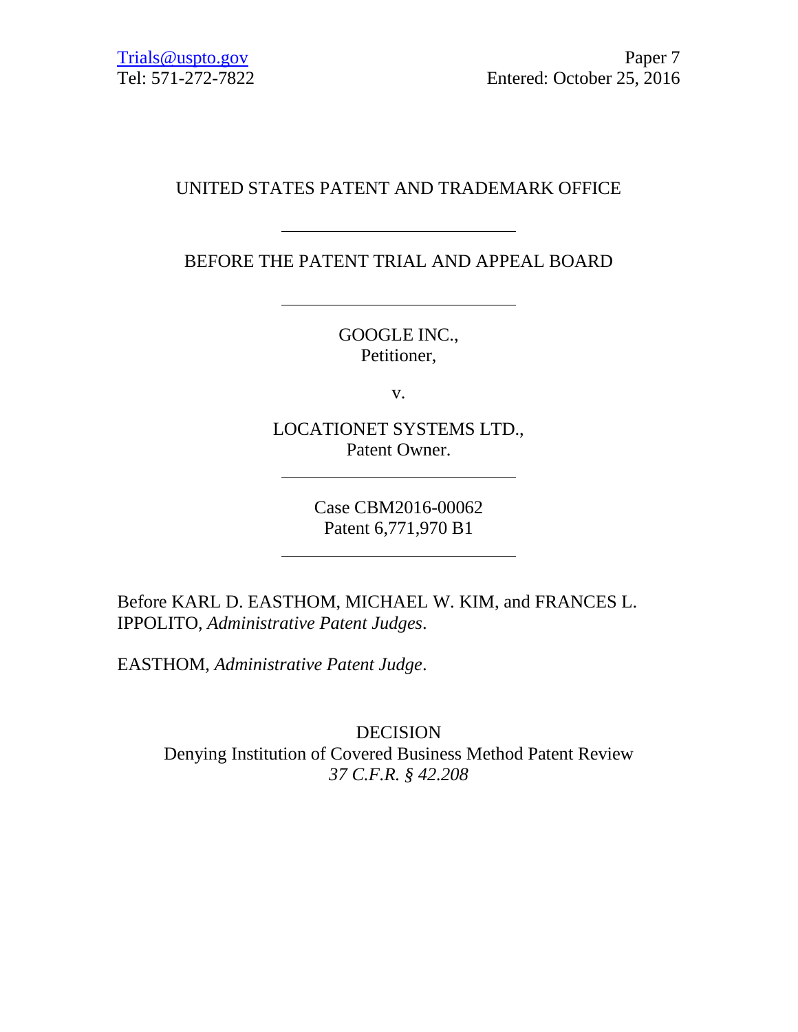Trials@uspto.gov
Tel: 571-272-7822

Paper 7
Entered: October 25, 2016

UNITED STATES PATENT AND TRADEMARK OFFICE

---

BEFORE THE PATENT TRIAL AND APPEAL BOARD

---

GOOGLE INC.,
Petitioner,

v.

LOCATIONET SYSTEMS LTD.,
Patent Owner.

---

Case CBM2016-00062
Patent 6,771,970 B1

---

Before KARL D. EASTHOM, MICHAEL W. KIM, and FRANCES L. IPPOLITO, *Administrative Patent Judges*.

EASTHOM, *Administrative Patent Judge*.

DECISION
Denying Institution of Covered Business Method Patent Review
*37 C.F.R. § 42.208*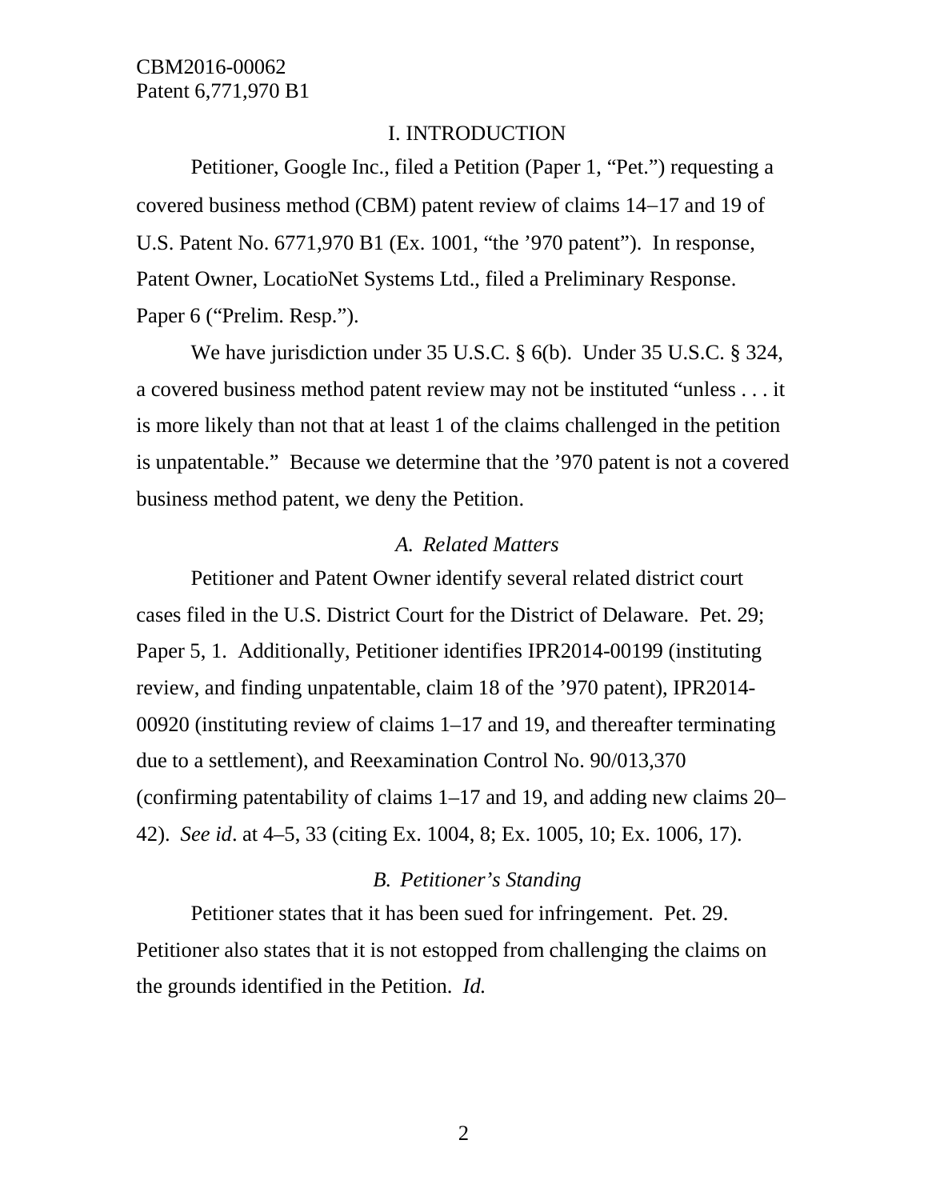# I. INTRODUCTION

Petitioner, Google Inc., filed a Petition (Paper 1, "Pet.") requesting a covered business method (CBM) patent review of claims 14–17 and 19 of U.S. Patent No. 6771,970 B1 (Ex. 1001, "the '970 patent"). In response, Patent Owner, LocatioNet Systems Ltd., filed a Preliminary Response. Paper 6 ("Prelim. Resp.").

We have jurisdiction under 35 U.S.C. § 6(b). Under 35 U.S.C. § 324, a covered business method patent review may not be instituted "unless . . . it is more likely than not that at least 1 of the claims challenged in the petition is unpatentable." Because we determine that the '970 patent is not a covered business method patent, we deny the Petition.

## *A. Related Matters*

Petitioner and Patent Owner identify several related district court cases filed in the U.S. District Court for the District of Delaware. Pet. 29; Paper 5, 1. Additionally, Petitioner identifies IPR2014-00199 (instituting review, and finding unpatentable, claim 18 of the '970 patent), IPR2014-00920 (instituting review of claims 1–17 and 19, and thereafter terminating due to a settlement), and Reexamination Control No. 90/013,370 (confirming patentability of claims 1–17 and 19, and adding new claims 20–42). *See id*. at 4–5, 33 (citing Ex. 1004, 8; Ex. 1005, 10; Ex. 1006, 17).

## *B. Petitioner's Standing*

Petitioner states that it has been sued for infringement. Pet. 29. Petitioner also states that it is not estopped from challenging the claims on the grounds identified in the Petition. *Id.*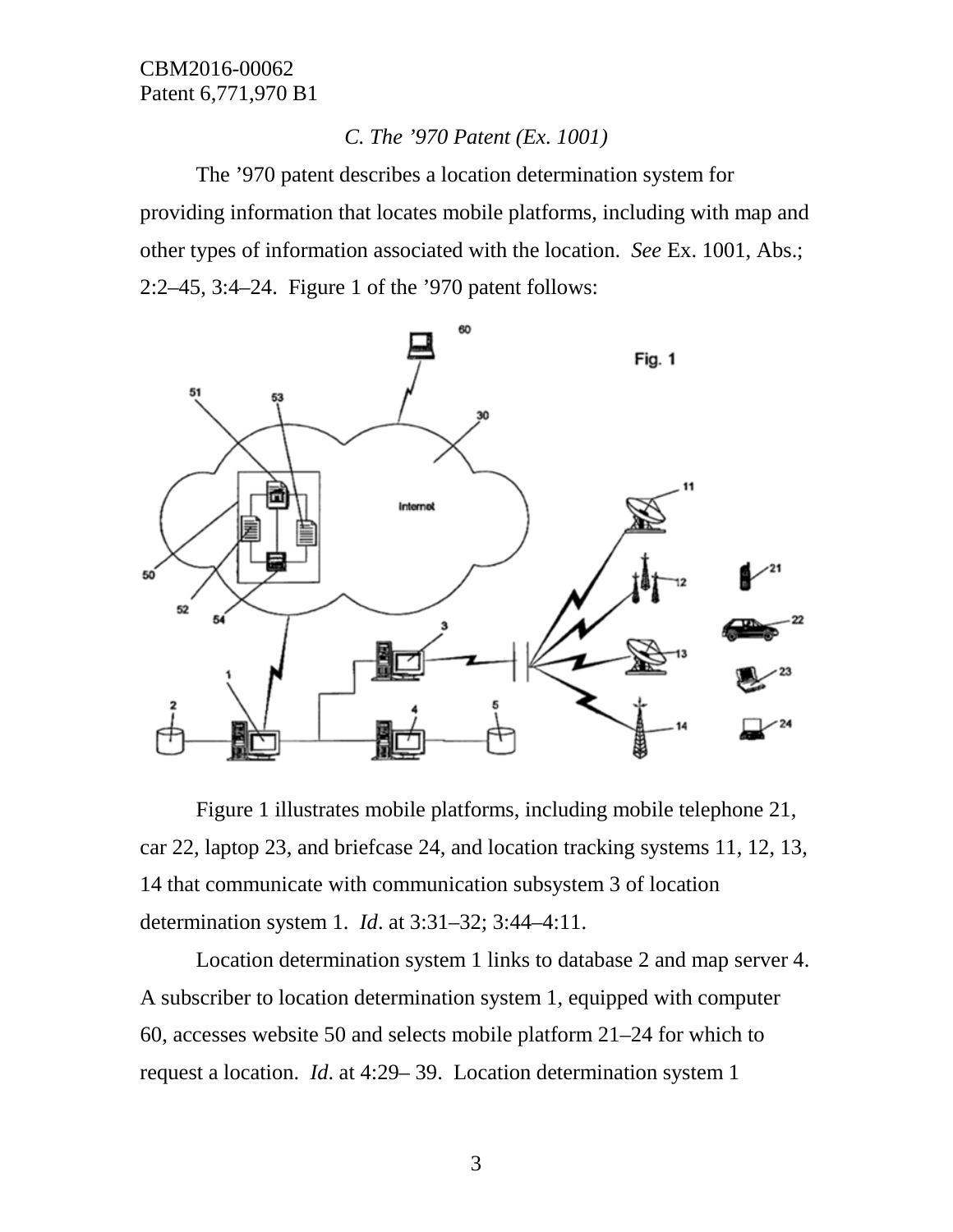*C. The ’970 Patent (Ex. 1001)*

The ’970 patent describes a location determination system for providing information that locates mobile platforms, including with map and other types of information associated with the location. *See* Ex. 1001, Abs.; 2:2–45, 3:4–24. Figure 1 of the ’970 patent follows:

Figure 1 illustrates mobile platforms, including mobile telephone 21, car 22, laptop 23, and briefcase 24, and location tracking systems 11, 12, 13, 14 that communicate with communication subsystem 3 of location determination system 1. *Id*. at 3:31–32; 3:44–4:11.

Location determination system 1 links to database 2 and map server 4. A subscriber to location determination system 1, equipped with computer 60, accesses website 50 and selects mobile platform 21–24 for which to request a location. *Id*. at 4:29– 39. Location determination system 1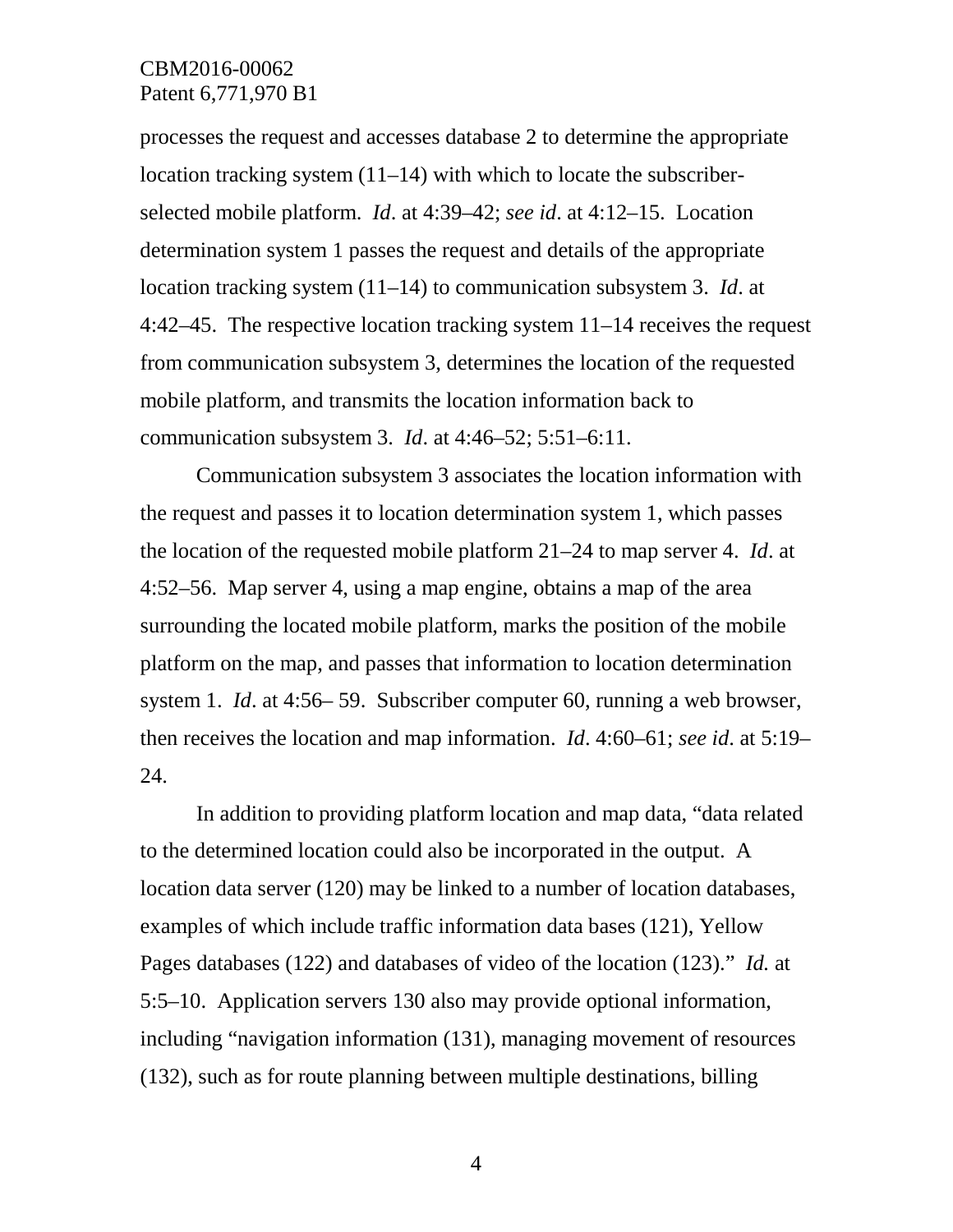processes the request and accesses database 2 to determine the appropriate location tracking system (11–14) with which to locate the subscriber-selected mobile platform. *Id*. at 4:39–42; *see id*. at 4:12–15. Location determination system 1 passes the request and details of the appropriate location tracking system (11–14) to communication subsystem 3. *Id*. at 4:42–45. The respective location tracking system 11–14 receives the request from communication subsystem 3, determines the location of the requested mobile platform, and transmits the location information back to communication subsystem 3. *Id*. at 4:46–52; 5:51–6:11.

Communication subsystem 3 associates the location information with the request and passes it to location determination system 1, which passes the location of the requested mobile platform 21–24 to map server 4. *Id*. at 4:52–56. Map server 4, using a map engine, obtains a map of the area surrounding the located mobile platform, marks the position of the mobile platform on the map, and passes that information to location determination system 1. *Id*. at 4:56– 59. Subscriber computer 60, running a web browser, then receives the location and map information. *Id*. 4:60–61; *see id*. at 5:19–24.

In addition to providing platform location and map data, "data related to the determined location could also be incorporated in the output. A location data server (120) may be linked to a number of location databases, examples of which include traffic information data bases (121), Yellow Pages databases (122) and databases of video of the location (123)." *Id.* at 5:5–10. Application servers 130 also may provide optional information, including "navigation information (131), managing movement of resources (132), such as for route planning between multiple destinations, billing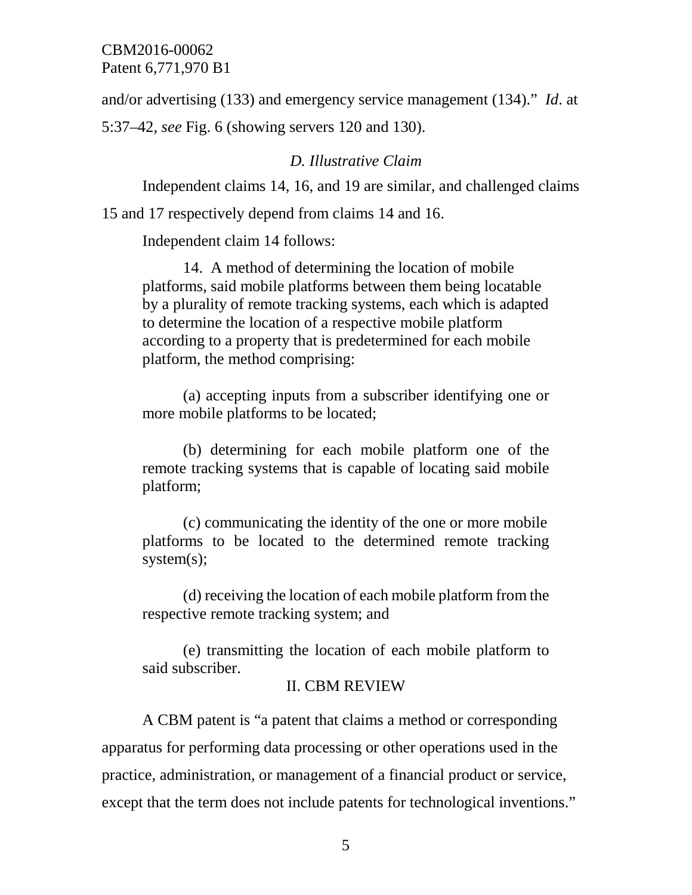and/or advertising (133) and emergency service management (134)." *Id*. at 5:37–42, *see* Fig. 6 (showing servers 120 and 130).

### *D. Illustrative Claim*

Independent claims 14, 16, and 19 are similar, and challenged claims 15 and 17 respectively depend from claims 14 and 16.

Independent claim 14 follows:

> 14. A method of determining the location of mobile platforms, said mobile platforms between them being locatable by a plurality of remote tracking systems, each which is adapted to determine the location of a respective mobile platform according to a property that is predetermined for each mobile platform, the method comprising:
>
> (a) accepting inputs from a subscriber identifying one or more mobile platforms to be located;
>
> (b) determining for each mobile platform one of the remote tracking systems that is capable of locating said mobile platform;
>
> (c) communicating the identity of the one or more mobile platforms to be located to the determined remote tracking system(s);
>
> (d) receiving the location of each mobile platform from the respective remote tracking system; and
>
> (e) transmitting the location of each mobile platform to said subscriber.

## II. CBM REVIEW

A CBM patent is "a patent that claims a method or corresponding apparatus for performing data processing or other operations used in the practice, administration, or management of a financial product or service, except that the term does not include patents for technological inventions."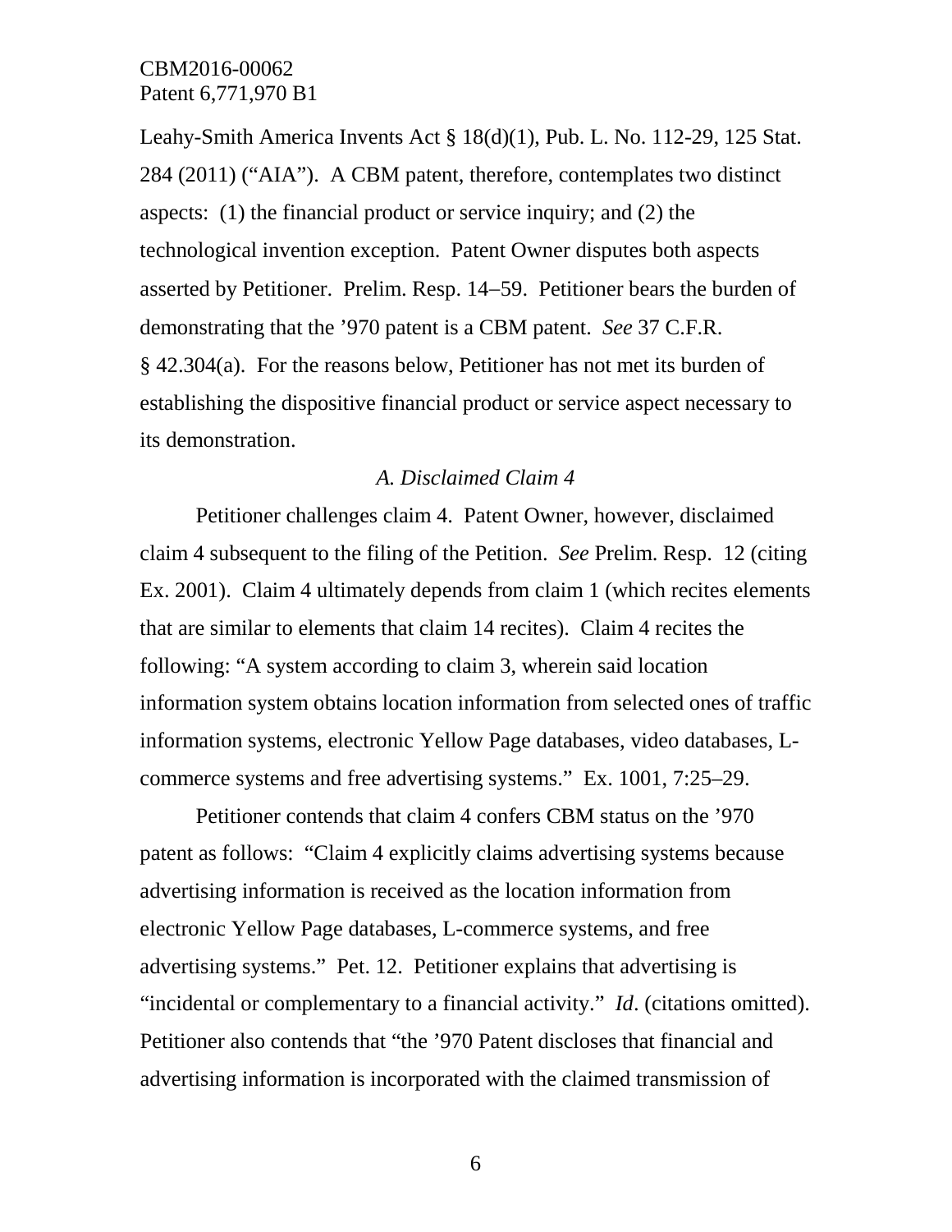Leahy-Smith America Invents Act § 18(d)(1), Pub. L. No. 112-29, 125 Stat. 284 (2011) ("AIA"). A CBM patent, therefore, contemplates two distinct aspects: (1) the financial product or service inquiry; and (2) the technological invention exception. Patent Owner disputes both aspects asserted by Petitioner. Prelim. Resp. 14–59. Petitioner bears the burden of demonstrating that the '970 patent is a CBM patent. *See* 37 C.F.R. § 42.304(a). For the reasons below, Petitioner has not met its burden of establishing the dispositive financial product or service aspect necessary to its demonstration.

### *A. Disclaimed Claim 4*

Petitioner challenges claim 4. Patent Owner, however, disclaimed claim 4 subsequent to the filing of the Petition. *See* Prelim. Resp. 12 (citing Ex. 2001). Claim 4 ultimately depends from claim 1 (which recites elements that are similar to elements that claim 14 recites). Claim 4 recites the following: "A system according to claim 3, wherein said location information system obtains location information from selected ones of traffic information systems, electronic Yellow Page databases, video databases, L-commerce systems and free advertising systems." Ex. 1001, 7:25–29.

Petitioner contends that claim 4 confers CBM status on the '970 patent as follows: "Claim 4 explicitly claims advertising systems because advertising information is received as the location information from electronic Yellow Page databases, L-commerce systems, and free advertising systems." Pet. 12. Petitioner explains that advertising is "incidental or complementary to a financial activity." *Id*. (citations omitted). Petitioner also contends that "the '970 Patent discloses that financial and advertising information is incorporated with the claimed transmission of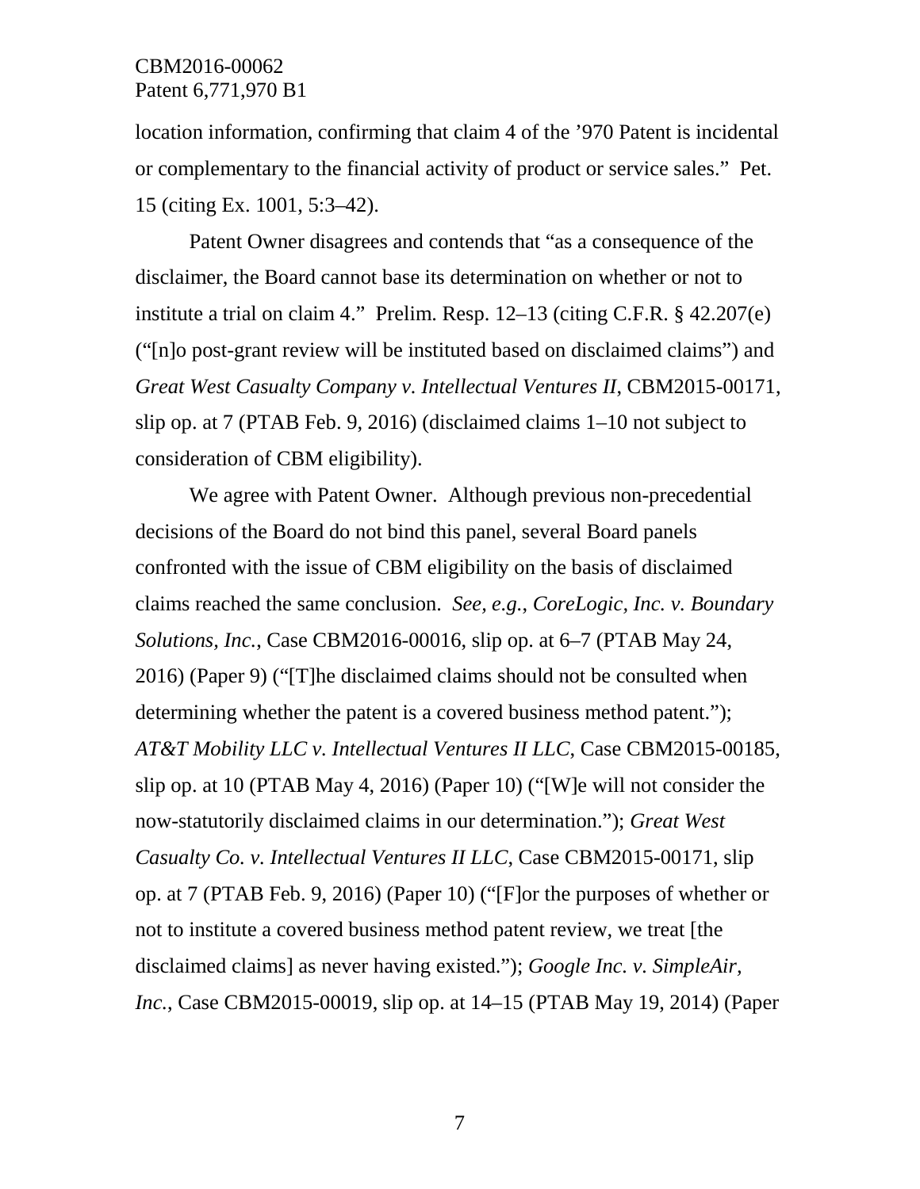location information, confirming that claim 4 of the '970 Patent is incidental or complementary to the financial activity of product or service sales." Pet. 15 (citing Ex. 1001, 5:3–42).

Patent Owner disagrees and contends that "as a consequence of the disclaimer, the Board cannot base its determination on whether or not to institute a trial on claim 4." Prelim. Resp. 12–13 (citing C.F.R. § 42.207(e) ("[n]o post-grant review will be instituted based on disclaimed claims") and *Great West Casualty Company v. Intellectual Ventures II*, CBM2015-00171, slip op. at 7 (PTAB Feb. 9, 2016) (disclaimed claims 1–10 not subject to consideration of CBM eligibility).

We agree with Patent Owner. Although previous non-precedential decisions of the Board do not bind this panel, several Board panels confronted with the issue of CBM eligibility on the basis of disclaimed claims reached the same conclusion. *See, e.g.*, *CoreLogic, Inc. v. Boundary Solutions, Inc.*, Case CBM2016-00016, slip op. at 6–7 (PTAB May 24, 2016) (Paper 9) ("[T]he disclaimed claims should not be consulted when determining whether the patent is a covered business method patent."); *AT&T Mobility LLC v. Intellectual Ventures II LLC*, Case CBM2015-00185, slip op. at 10 (PTAB May 4, 2016) (Paper 10) ("[W]e will not consider the now-statutorily disclaimed claims in our determination."); *Great West Casualty Co. v. Intellectual Ventures II LLC*, Case CBM2015-00171, slip op. at 7 (PTAB Feb. 9, 2016) (Paper 10) ("[F]or the purposes of whether or not to institute a covered business method patent review, we treat [the disclaimed claims] as never having existed."); *Google Inc. v. SimpleAir, Inc.*, Case CBM2015-00019, slip op. at 14–15 (PTAB May 19, 2014) (Paper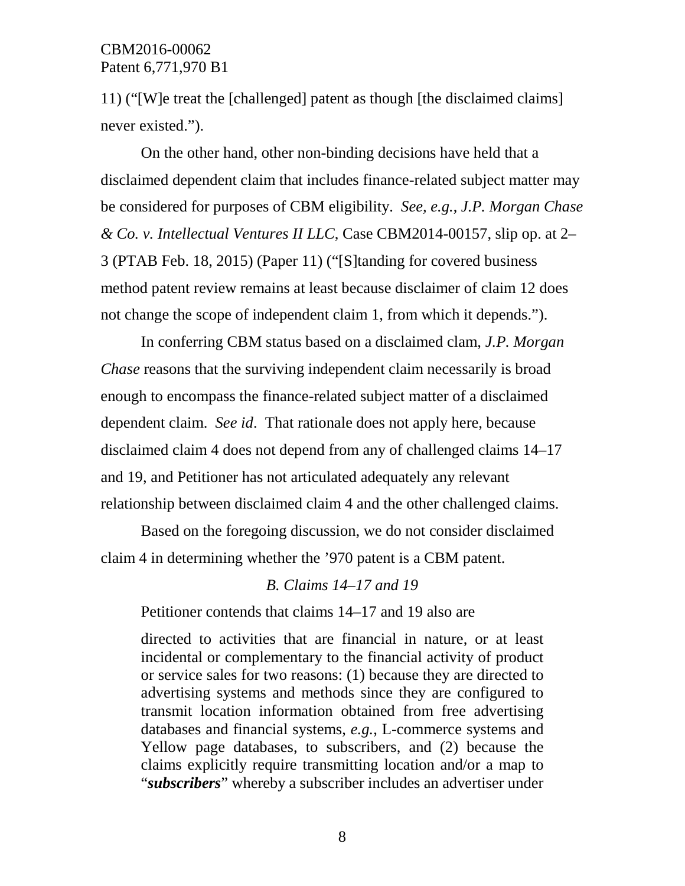11) ("[W]e treat the [challenged] patent as though [the disclaimed claims] never existed.").

On the other hand, other non-binding decisions have held that a disclaimed dependent claim that includes finance-related subject matter may be considered for purposes of CBM eligibility. *See, e.g.*, *J.P. Morgan Chase & Co. v. Intellectual Ventures II LLC*, Case CBM2014-00157, slip op. at 2–3 (PTAB Feb. 18, 2015) (Paper 11) ("[S]tanding for covered business method patent review remains at least because disclaimer of claim 12 does not change the scope of independent claim 1, from which it depends.").

In conferring CBM status based on a disclaimed clam, *J.P. Morgan Chase* reasons that the surviving independent claim necessarily is broad enough to encompass the finance-related subject matter of a disclaimed dependent claim. *See id*. That rationale does not apply here, because disclaimed claim 4 does not depend from any of challenged claims 14–17 and 19, and Petitioner has not articulated adequately any relevant relationship between disclaimed claim 4 and the other challenged claims.

Based on the foregoing discussion, we do not consider disclaimed claim 4 in determining whether the '970 patent is a CBM patent.

### *B. Claims 14–17 and 19*

Petitioner contends that claims 14–17 and 19 also are

> directed to activities that are financial in nature, or at least incidental or complementary to the financial activity of product or service sales for two reasons: (1) because they are directed to advertising systems and methods since they are configured to transmit location information obtained from free advertising databases and financial systems, *e.g.*, L-commerce systems and Yellow page databases, to subscribers, and (2) because the claims explicitly require transmitting location and/or a map to "***subscribers***" whereby a subscriber includes an advertiser under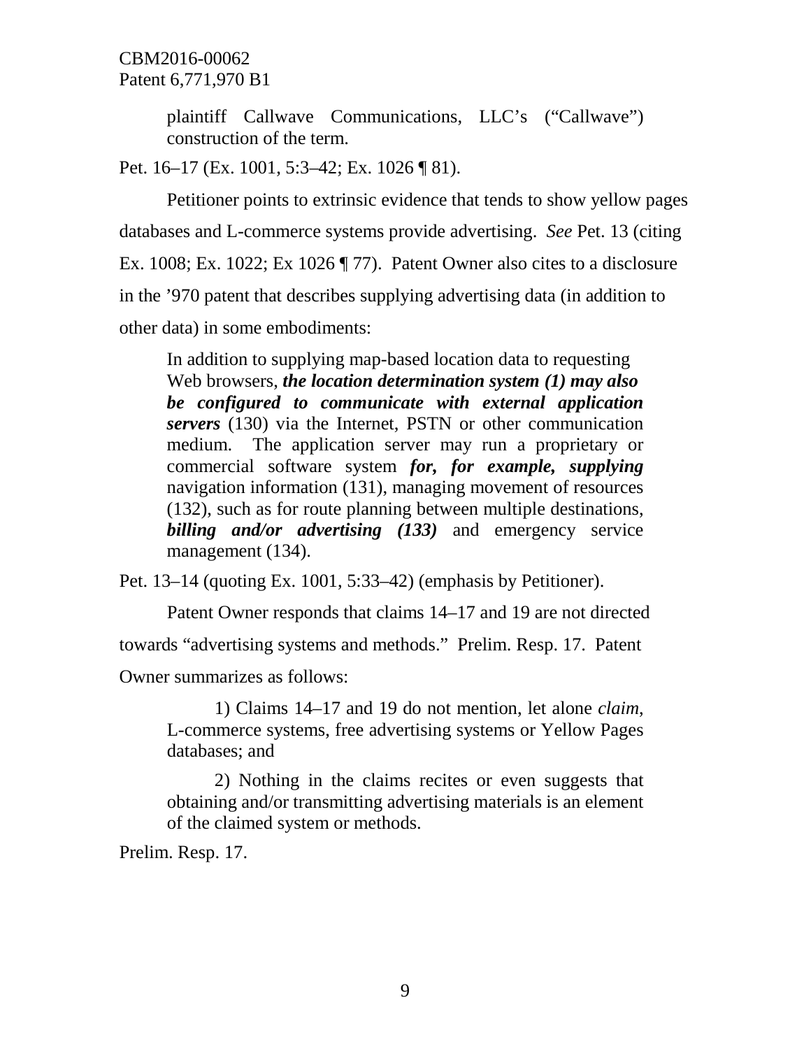plaintiff Callwave Communications, LLC's ("Callwave") construction of the term.

Pet. 16–17 (Ex. 1001, 5:3–42; Ex. 1026 ¶ 81).

Petitioner points to extrinsic evidence that tends to show yellow pages databases and L-commerce systems provide advertising. *See* Pet. 13 (citing Ex. 1008; Ex. 1022; Ex 1026 ¶ 77). Patent Owner also cites to a disclosure in the '970 patent that describes supplying advertising data (in addition to other data) in some embodiments:

> In addition to supplying map-based location data to requesting Web browsers, ***the location determination system (1) may also be configured to communicate with external application servers*** (130) via the Internet, PSTN or other communication medium. The application server may run a proprietary or commercial software system ***for, for example, supplying*** navigation information (131), managing movement of resources (132), such as for route planning between multiple destinations, ***billing and/or advertising (133)*** and emergency service management (134).

Pet. 13–14 (quoting Ex. 1001, 5:33–42) (emphasis by Petitioner).

Patent Owner responds that claims 14–17 and 19 are not directed towards "advertising systems and methods." Prelim. Resp. 17. Patent Owner summarizes as follows:

> 1) Claims 14–17 and 19 do not mention, let alone *claim*, L-commerce systems, free advertising systems or Yellow Pages databases; and
>
> 2) Nothing in the claims recites or even suggests that obtaining and/or transmitting advertising materials is an element of the claimed system or methods.

Prelim. Resp. 17.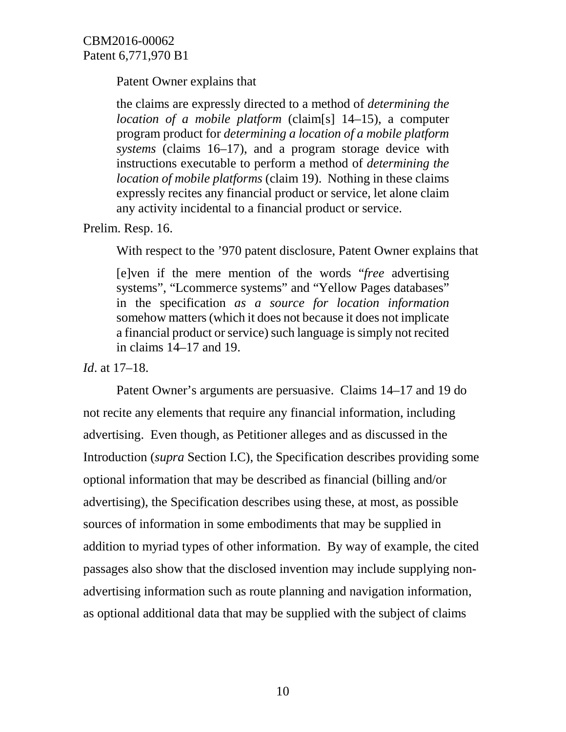Patent Owner explains that

> the claims are expressly directed to a method of *determining the location of a mobile platform* (claim[s] 14–15), a computer program product for *determining a location of a mobile platform systems* (claims 16–17), and a program storage device with instructions executable to perform a method of *determining the location of mobile platforms* (claim 19). Nothing in these claims expressly recites any financial product or service, let alone claim any activity incidental to a financial product or service.

Prelim. Resp. 16.

With respect to the '970 patent disclosure, Patent Owner explains that

> [e]ven if the mere mention of the words "*free* advertising systems", "Lcommerce systems" and "Yellow Pages databases" in the specification *as a source for location information* somehow matters (which it does not because it does not implicate a financial product or service) such language is simply not recited in claims 14–17 and 19.

*Id*. at 17–18.

Patent Owner's arguments are persuasive. Claims 14–17 and 19 do not recite any elements that require any financial information, including advertising. Even though, as Petitioner alleges and as discussed in the Introduction (*supra* Section I.C), the Specification describes providing some optional information that may be described as financial (billing and/or advertising), the Specification describes using these, at most, as possible sources of information in some embodiments that may be supplied in addition to myriad types of other information. By way of example, the cited passages also show that the disclosed invention may include supplying non-advertising information such as route planning and navigation information, as optional additional data that may be supplied with the subject of claims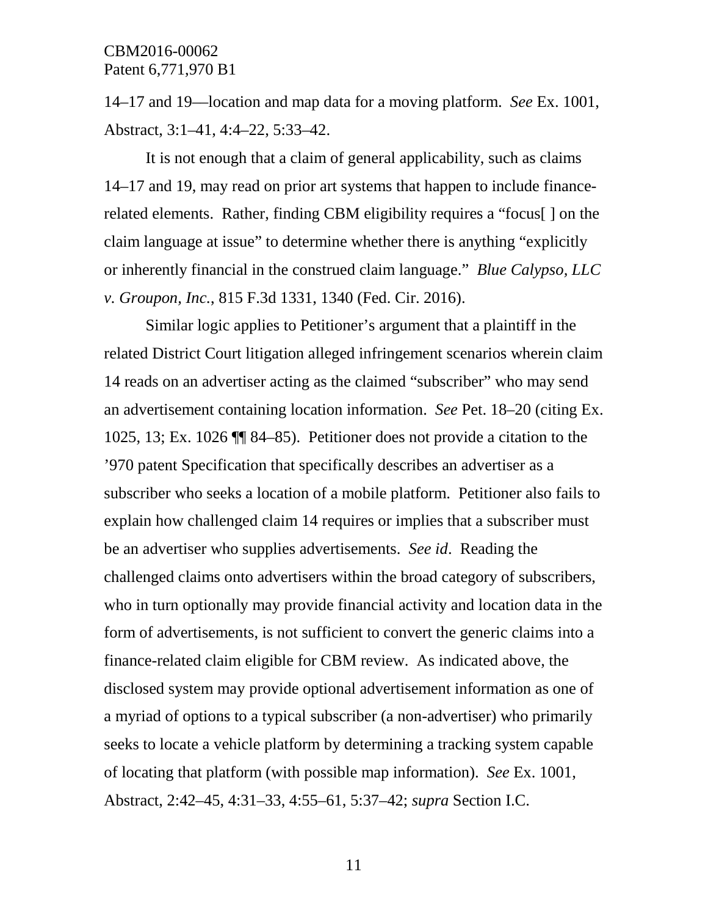14–17 and 19—location and map data for a moving platform. *See* Ex. 1001, Abstract, 3:1–41, 4:4–22, 5:33–42.

It is not enough that a claim of general applicability, such as claims 14–17 and 19, may read on prior art systems that happen to include finance-related elements. Rather, finding CBM eligibility requires a "focus[ ] on the claim language at issue" to determine whether there is anything "explicitly or inherently financial in the construed claim language." *Blue Calypso, LLC v. Groupon, Inc.*, 815 F.3d 1331, 1340 (Fed. Cir. 2016).

Similar logic applies to Petitioner's argument that a plaintiff in the related District Court litigation alleged infringement scenarios wherein claim 14 reads on an advertiser acting as the claimed "subscriber" who may send an advertisement containing location information. *See* Pet. 18–20 (citing Ex. 1025, 13; Ex. 1026 ¶¶ 84–85). Petitioner does not provide a citation to the '970 patent Specification that specifically describes an advertiser as a subscriber who seeks a location of a mobile platform. Petitioner also fails to explain how challenged claim 14 requires or implies that a subscriber must be an advertiser who supplies advertisements. *See id*. Reading the challenged claims onto advertisers within the broad category of subscribers, who in turn optionally may provide financial activity and location data in the form of advertisements, is not sufficient to convert the generic claims into a finance-related claim eligible for CBM review. As indicated above, the disclosed system may provide optional advertisement information as one of a myriad of options to a typical subscriber (a non-advertiser) who primarily seeks to locate a vehicle platform by determining a tracking system capable of locating that platform (with possible map information). *See* Ex. 1001, Abstract, 2:42–45, 4:31–33, 4:55–61, 5:37–42; *supra* Section I.C.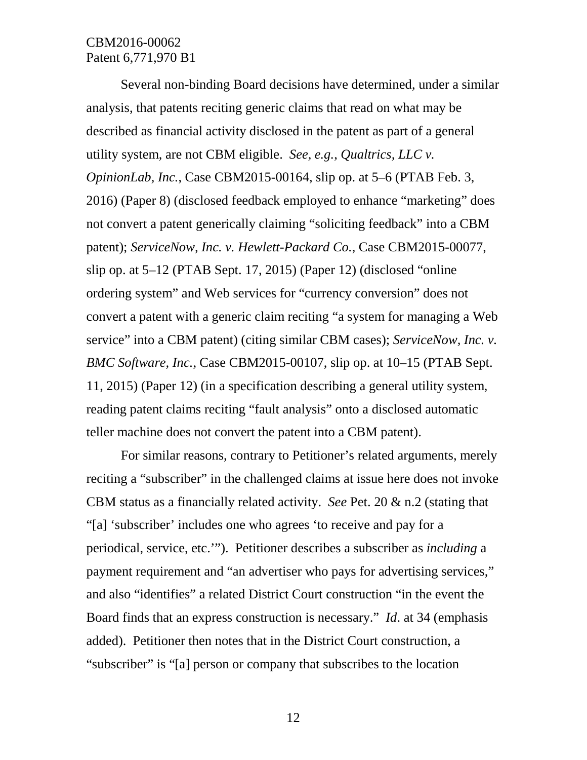Several non-binding Board decisions have determined, under a similar analysis, that patents reciting generic claims that read on what may be described as financial activity disclosed in the patent as part of a general utility system, are not CBM eligible. *See, e.g.*, *Qualtrics, LLC v. OpinionLab, Inc.*, Case CBM2015-00164, slip op. at 5–6 (PTAB Feb. 3, 2016) (Paper 8) (disclosed feedback employed to enhance "marketing" does not convert a patent generically claiming "soliciting feedback" into a CBM patent); *ServiceNow, Inc. v. Hewlett-Packard Co.*, Case CBM2015-00077, slip op. at 5–12 (PTAB Sept. 17, 2015) (Paper 12) (disclosed "online ordering system" and Web services for "currency conversion" does not convert a patent with a generic claim reciting "a system for managing a Web service" into a CBM patent) (citing similar CBM cases); *ServiceNow, Inc. v. BMC Software, Inc.*, Case CBM2015-00107, slip op. at 10–15 (PTAB Sept. 11, 2015) (Paper 12) (in a specification describing a general utility system, reading patent claims reciting "fault analysis" onto a disclosed automatic teller machine does not convert the patent into a CBM patent).

For similar reasons, contrary to Petitioner's related arguments, merely reciting a "subscriber" in the challenged claims at issue here does not invoke CBM status as a financially related activity. *See* Pet. 20 & n.2 (stating that "[a] 'subscriber' includes one who agrees 'to receive and pay for a periodical, service, etc.'"). Petitioner describes a subscriber as *including* a payment requirement and "an advertiser who pays for advertising services," and also "identifies" a related District Court construction "in the event the Board finds that an express construction is necessary." *Id*. at 34 (emphasis added). Petitioner then notes that in the District Court construction, a "subscriber" is "[a] person or company that subscribes to the location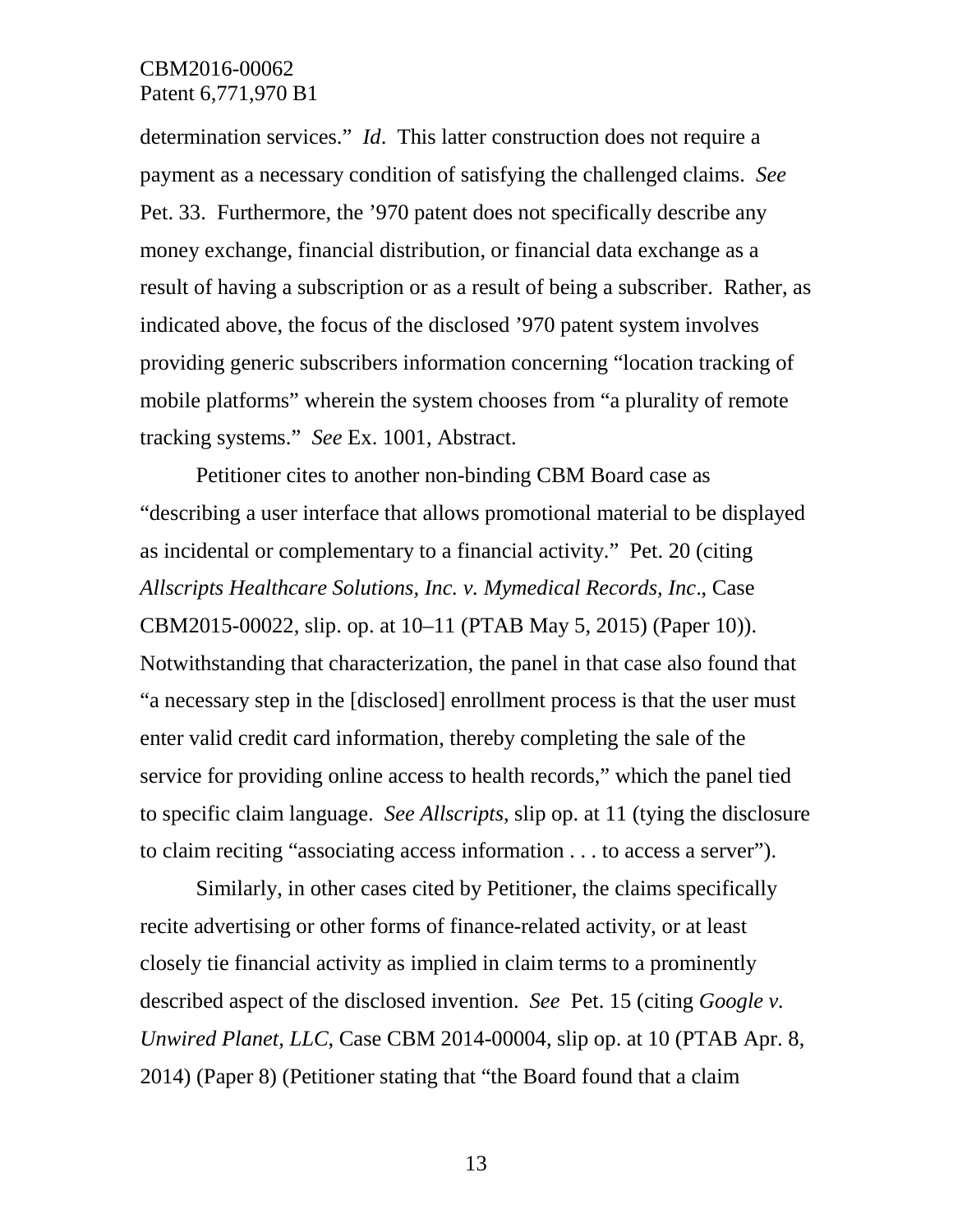determination services." *Id*. This latter construction does not require a payment as a necessary condition of satisfying the challenged claims. *See* Pet. 33. Furthermore, the '970 patent does not specifically describe any money exchange, financial distribution, or financial data exchange as a result of having a subscription or as a result of being a subscriber. Rather, as indicated above, the focus of the disclosed '970 patent system involves providing generic subscribers information concerning "location tracking of mobile platforms" wherein the system chooses from "a plurality of remote tracking systems." *See* Ex. 1001, Abstract.

Petitioner cites to another non-binding CBM Board case as "describing a user interface that allows promotional material to be displayed as incidental or complementary to a financial activity." Pet. 20 (citing *Allscripts Healthcare Solutions, Inc. v. Mymedical Records, Inc*., Case CBM2015-00022, slip. op. at 10–11 (PTAB May 5, 2015) (Paper 10)). Notwithstanding that characterization, the panel in that case also found that "a necessary step in the [disclosed] enrollment process is that the user must enter valid credit card information, thereby completing the sale of the service for providing online access to health records," which the panel tied to specific claim language. *See Allscripts*, slip op. at 11 (tying the disclosure to claim reciting "associating access information . . . to access a server").

Similarly, in other cases cited by Petitioner, the claims specifically recite advertising or other forms of finance-related activity, or at least closely tie financial activity as implied in claim terms to a prominently described aspect of the disclosed invention. *See* Pet. 15 (citing *Google v. Unwired Planet, LLC*, Case CBM 2014-00004, slip op. at 10 (PTAB Apr. 8, 2014) (Paper 8) (Petitioner stating that "the Board found that a claim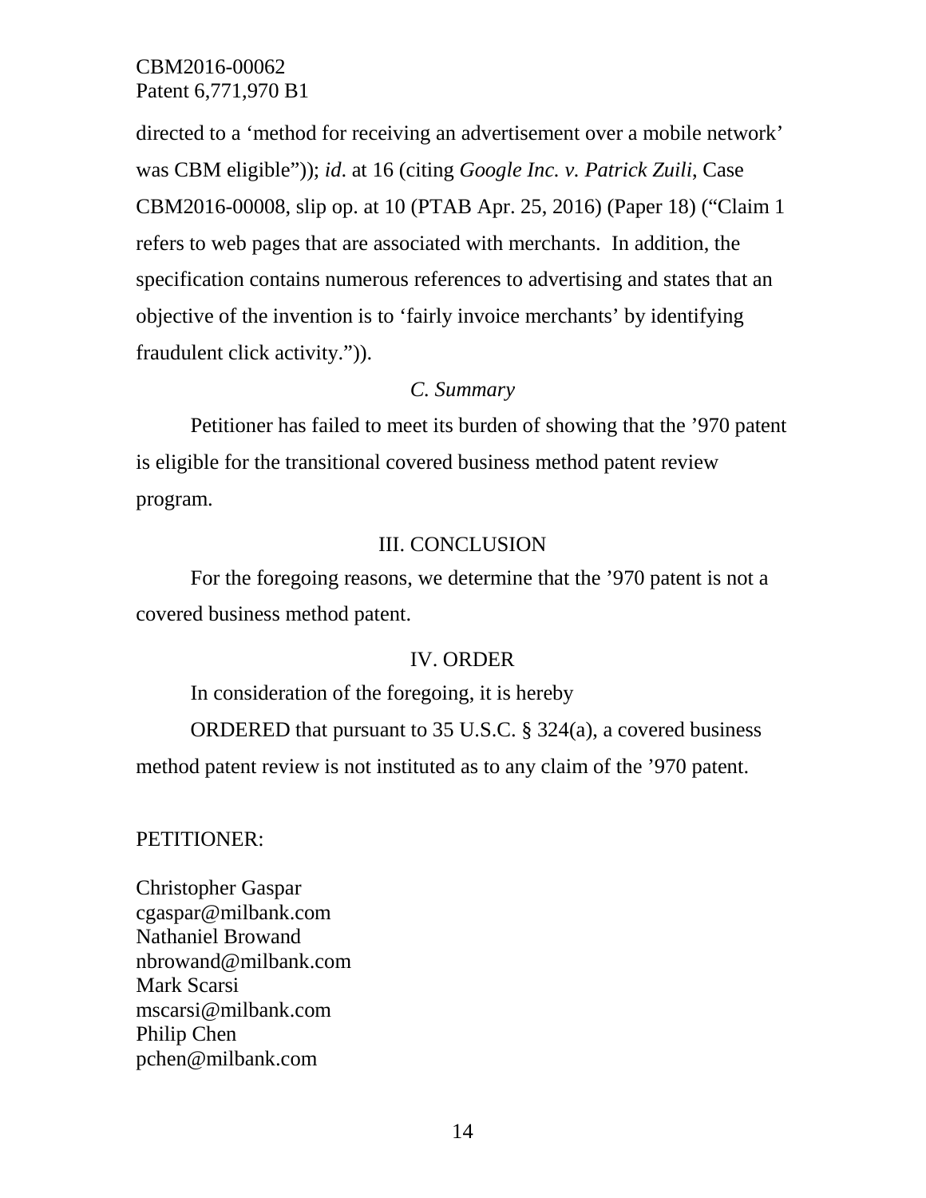directed to a 'method for receiving an advertisement over a mobile network' was CBM eligible")); *id*. at 16 (citing *Google Inc. v. Patrick Zuili*, Case CBM2016-00008, slip op. at 10 (PTAB Apr. 25, 2016) (Paper 18) ("Claim 1 refers to web pages that are associated with merchants. In addition, the specification contains numerous references to advertising and states that an objective of the invention is to 'fairly invoice merchants' by identifying fraudulent click activity.")).

### *C. Summary*

Petitioner has failed to meet its burden of showing that the '970 patent is eligible for the transitional covered business method patent review program.

## III. CONCLUSION

For the foregoing reasons, we determine that the '970 patent is not a covered business method patent.

## IV. ORDER

In consideration of the foregoing, it is hereby

ORDERED that pursuant to 35 U.S.C. § 324(a), a covered business method patent review is not instituted as to any claim of the '970 patent.

PETITIONER:

Christopher Gaspar
cgaspar@milbank.com
Nathaniel Browand
nbrowand@milbank.com
Mark Scarsi
mscarsi@milbank.com
Philip Chen
pchen@milbank.com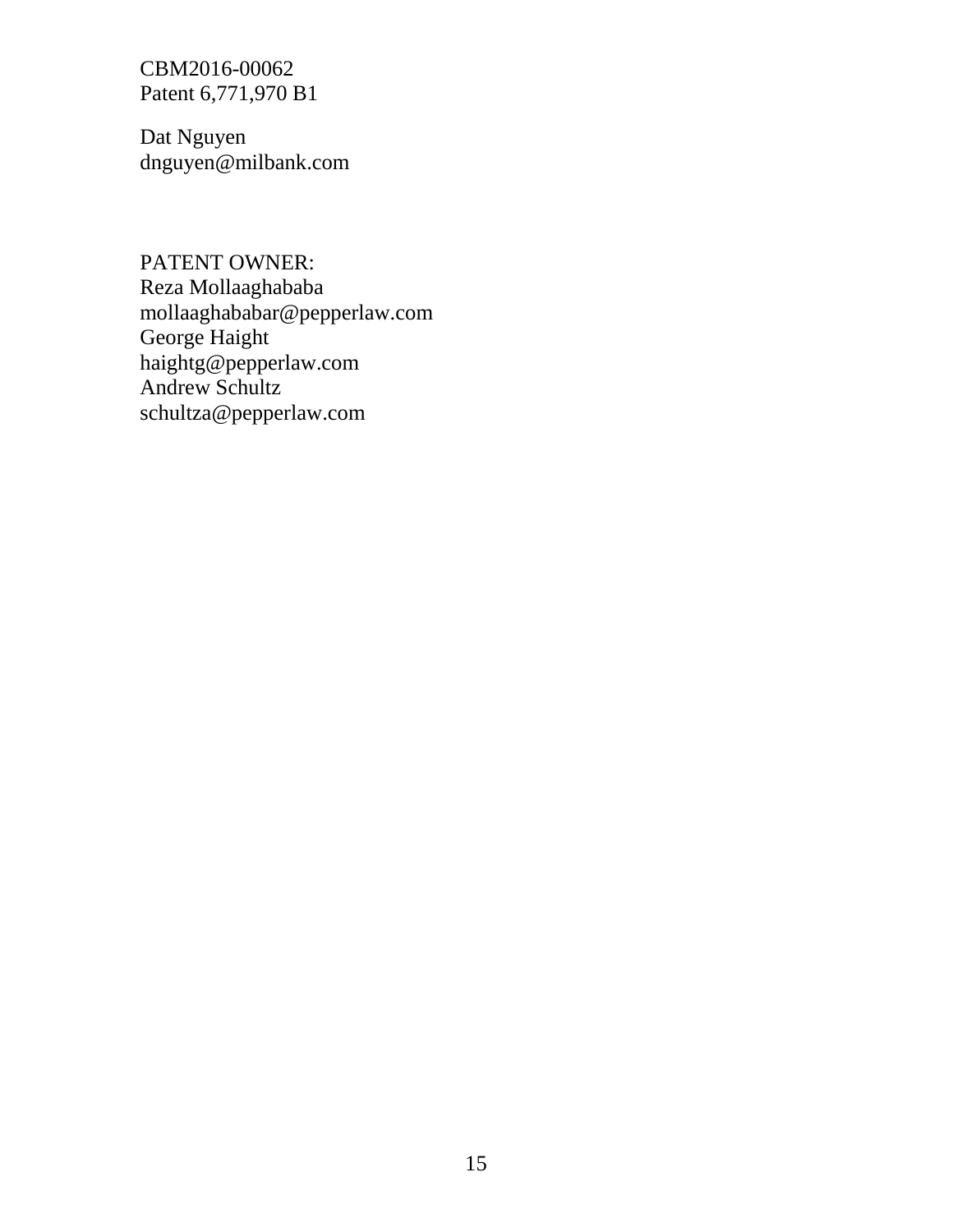Dat Nguyen
dnguyen@milbank.com

PATENT OWNER:
Reza Mollaaghababa
mollaaghababar@pepperlaw.com
George Haight
haightg@pepperlaw.com
Andrew Schultz
schultza@pepperlaw.com